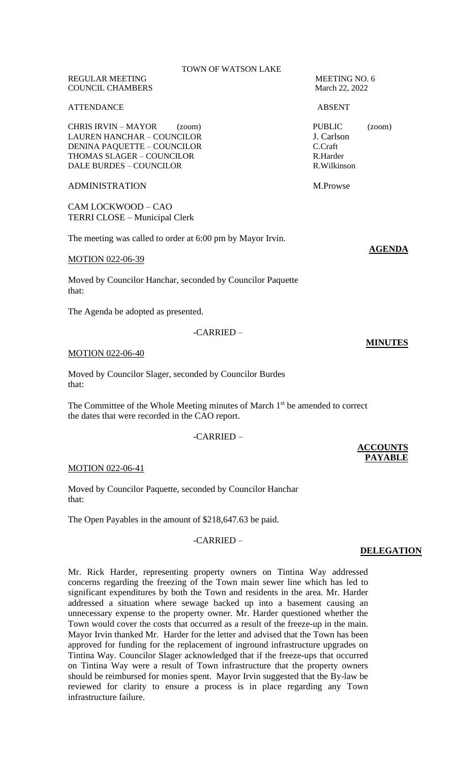TOWN OF WATSON LAKE

REGULAR MEETING — MEETING NO. 6
COUNCIL CHAMBERS — March 22, 2022

| ATTENDANCE | | ABSENT |
|---|---|---|
| CHRIS IRVIN – MAYOR (zoom) | PUBLIC (zoom) | |
| LAUREN HANCHAR – COUNCILOR | J. Carlson | |
| DENINA PAQUETTE – COUNCILOR | C.Craft | |
| THOMAS SLAGER – COUNCILOR | R.Harder | |
| DALE BURDES – COUNCILOR | R.Wilkinson | |
| ADMINISTRATION | M.Prowse | |
| CAM LOCKWOOD – CAO | | |
| TERRI CLOSE – Municipal Clerk | | |

The meeting was called to order at 6:00 pm by Mayor Irvin.

**AGENDA**

MOTION 022-06-39

Moved by Councilor Hanchar, seconded by Councilor Paquette that:

The Agenda be adopted as presented.

-CARRIED –

**MINUTES**

MOTION 022-06-40

Moved by Councilor Slager, seconded by Councilor Burdes that:

The Committee of the Whole Meeting minutes of March 1st be amended to correct the dates that were recorded in the CAO report.

-CARRIED –

**ACCOUNTS PAYABLE**

MOTION 022-06-41

Moved by Councilor Paquette, seconded by Councilor Hanchar that:

The Open Payables in the amount of $218,647.63 be paid.

-CARRIED –

**DELEGATION**

Mr. Rick Harder, representing property owners on Tintina Way addressed concerns regarding the freezing of the Town main sewer line which has led to significant expenditures by both the Town and residents in the area. Mr. Harder addressed a situation where sewage backed up into a basement causing an unnecessary expense to the property owner. Mr. Harder questioned whether the Town would cover the costs that occurred as a result of the freeze-up in the main. Mayor Irvin thanked Mr. Harder for the letter and advised that the Town has been approved for funding for the replacement of inground infrastructure upgrades on Tintina Way. Councilor Slager acknowledged that if the freeze-ups that occurred on Tintina Way were a result of Town infrastructure that the property owners should be reimbursed for monies spent. Mayor Irvin suggested that the By-law be reviewed for clarity to ensure a process is in place regarding any Town infrastructure failure.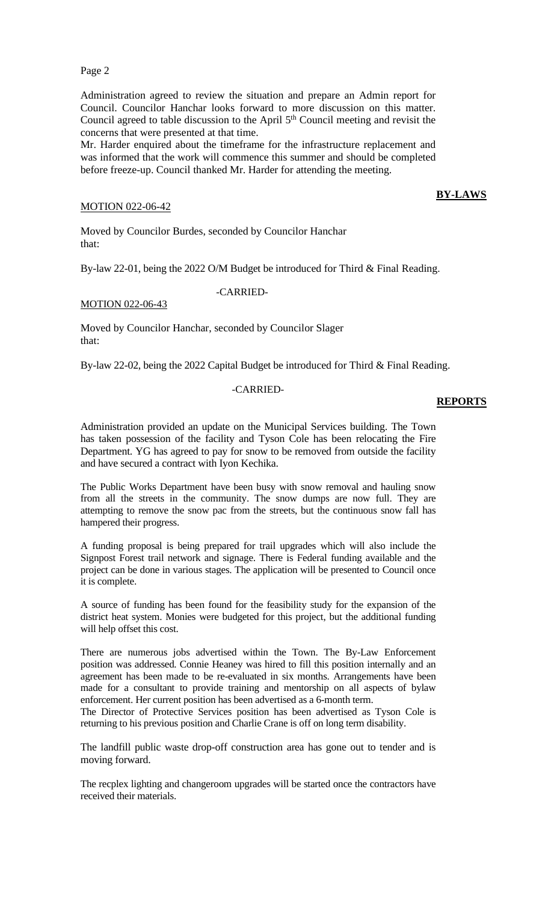Administration agreed to review the situation and prepare an Admin report for Council. Councilor Hanchar looks forward to more discussion on this matter. Council agreed to table discussion to the April 5th Council meeting and revisit the concerns that were presented at that time.

Mr. Harder enquired about the timeframe for the infrastructure replacement and was informed that the work will commence this summer and should be completed before freeze-up. Council thanked Mr. Harder for attending the meeting.

**BY-LAWS**

MOTION 022-06-42

Moved by Councilor Burdes, seconded by Councilor Hanchar that:

By-law 22-01, being the 2022 O/M Budget be introduced for Third & Final Reading.

-CARRIED-

MOTION 022-06-43

Moved by Councilor Hanchar, seconded by Councilor Slager that:

By-law 22-02, being the 2022 Capital Budget be introduced for Third & Final Reading.

-CARRIED-

**REPORTS**

Administration provided an update on the Municipal Services building. The Town has taken possession of the facility and Tyson Cole has been relocating the Fire Department. YG has agreed to pay for snow to be removed from outside the facility and have secured a contract with Iyon Kechika.

The Public Works Department have been busy with snow removal and hauling snow from all the streets in the community. The snow dumps are now full. They are attempting to remove the snow pac from the streets, but the continuous snow fall has hampered their progress.

A funding proposal is being prepared for trail upgrades which will also include the Signpost Forest trail network and signage. There is Federal funding available and the project can be done in various stages. The application will be presented to Council once it is complete.

A source of funding has been found for the feasibility study for the expansion of the district heat system. Monies were budgeted for this project, but the additional funding will help offset this cost.

There are numerous jobs advertised within the Town. The By-Law Enforcement position was addressed. Connie Heaney was hired to fill this position internally and an agreement has been made to be re-evaluated in six months. Arrangements have been made for a consultant to provide training and mentorship on all aspects of bylaw enforcement. Her current position has been advertised as a 6-month term.

The Director of Protective Services position has been advertised as Tyson Cole is returning to his previous position and Charlie Crane is off on long term disability.

The landfill public waste drop-off construction area has gone out to tender and is moving forward.

The recplex lighting and changeroom upgrades will be started once the contractors have received their materials.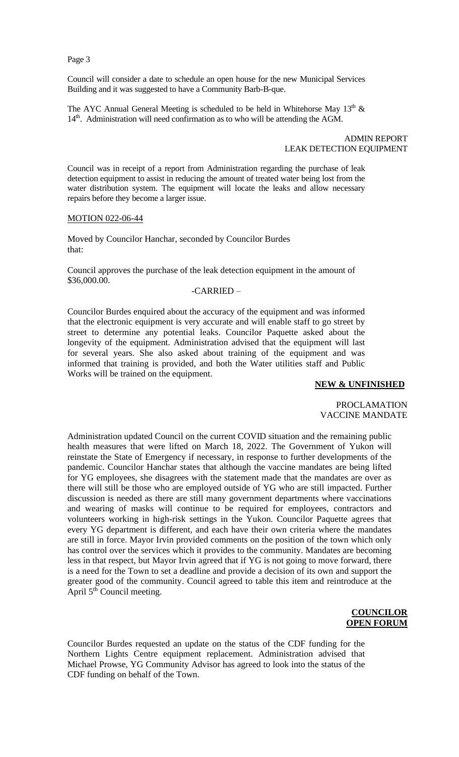Council will consider a date to schedule an open house for the new Municipal Services Building and it was suggested to have a Community Barb-B-que.

The AYC Annual General Meeting is scheduled to be held in Whitehorse May 13th & 14th. Administration will need confirmation as to who will be attending the AGM.

ADMIN REPORT
LEAK DETECTION EQUIPMENT

Council was in receipt of a report from Administration regarding the purchase of leak detection equipment to assist in reducing the amount of treated water being lost from the water distribution system. The equipment will locate the leaks and allow necessary repairs before they become a larger issue.

MOTION 022-06-44

Moved by Councilor Hanchar, seconded by Councilor Burdes that:

Council approves the purchase of the leak detection equipment in the amount of $36,000.00.

-CARRIED –

Councilor Burdes enquired about the accuracy of the equipment and was informed that the electronic equipment is very accurate and will enable staff to go street by street to determine any potential leaks. Councilor Paquette asked about the longevity of the equipment. Administration advised that the equipment will last for several years. She also asked about training of the equipment and was informed that training is provided, and both the Water utilities staff and Public Works will be trained on the equipment.

**NEW & UNFINISHED**

PROCLAMATION
VACCINE MANDATE

Administration updated Council on the current COVID situation and the remaining public health measures that were lifted on March 18, 2022. The Government of Yukon will reinstate the State of Emergency if necessary, in response to further developments of the pandemic. Councilor Hanchar states that although the vaccine mandates are being lifted for YG employees, she disagrees with the statement made that the mandates are over as there will still be those who are employed outside of YG who are still impacted. Further discussion is needed as there are still many government departments where vaccinations and wearing of masks will continue to be required for employees, contractors and volunteers working in high-risk settings in the Yukon. Councilor Paquette agrees that every YG department is different, and each have their own criteria where the mandates are still in force. Mayor Irvin provided comments on the position of the town which only has control over the services which it provides to the community. Mandates are becoming less in that respect, but Mayor Irvin agreed that if YG is not going to move forward, there is a need for the Town to set a deadline and provide a decision of its own and support the greater good of the community. Council agreed to table this item and reintroduce at the April 5th Council meeting.

**COUNCILOR OPEN FORUM**

Councilor Burdes requested an update on the status of the CDF funding for the Northern Lights Centre equipment replacement. Administration advised that Michael Prowse, YG Community Advisor has agreed to look into the status of the CDF funding on behalf of the Town.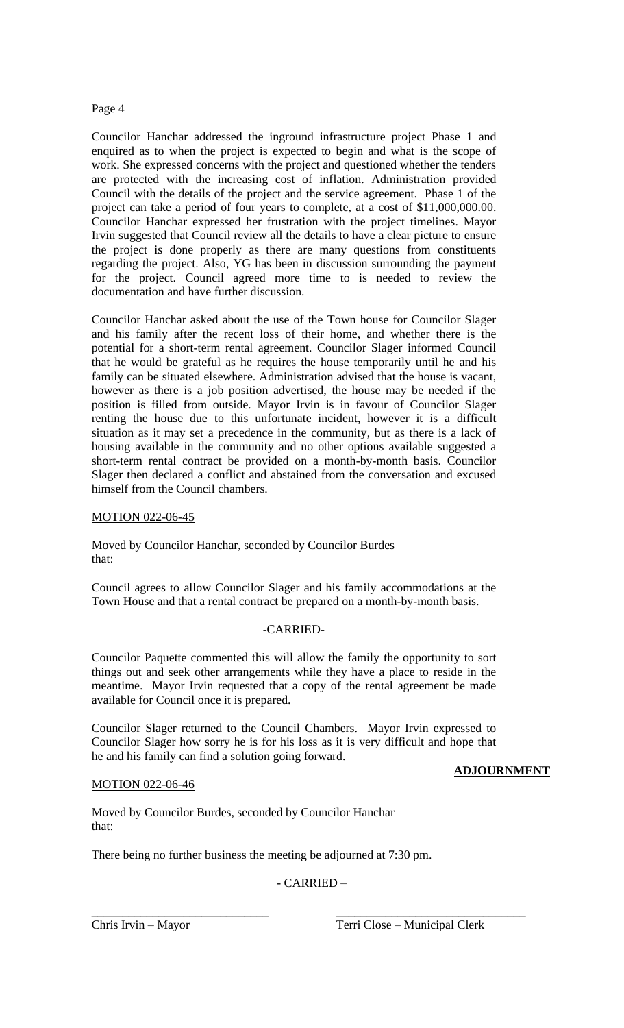Councilor Hanchar addressed the inground infrastructure project Phase 1 and enquired as to when the project is expected to begin and what is the scope of work. She expressed concerns with the project and questioned whether the tenders are protected with the increasing cost of inflation. Administration provided Council with the details of the project and the service agreement. Phase 1 of the project can take a period of four years to complete, at a cost of $11,000,000.00. Councilor Hanchar expressed her frustration with the project timelines. Mayor Irvin suggested that Council review all the details to have a clear picture to ensure the project is done properly as there are many questions from constituents regarding the project. Also, YG has been in discussion surrounding the payment for the project. Council agreed more time to is needed to review the documentation and have further discussion.

Councilor Hanchar asked about the use of the Town house for Councilor Slager and his family after the recent loss of their home, and whether there is the potential for a short-term rental agreement. Councilor Slager informed Council that he would be grateful as he requires the house temporarily until he and his family can be situated elsewhere. Administration advised that the house is vacant, however as there is a job position advertised, the house may be needed if the position is filled from outside. Mayor Irvin is in favour of Councilor Slager renting the house due to this unfortunate incident, however it is a difficult situation as it may set a precedence in the community, but as there is a lack of housing available in the community and no other options available suggested a short-term rental contract be provided on a month-by-month basis. Councilor Slager then declared a conflict and abstained from the conversation and excused himself from the Council chambers.

MOTION 022-06-45

Moved by Councilor Hanchar, seconded by Councilor Burdes
that:

Council agrees to allow Councilor Slager and his family accommodations at the Town House and that a rental contract be prepared on a month-by-month basis.

-CARRIED-

Councilor Paquette commented this will allow the family the opportunity to sort things out and seek other arrangements while they have a place to reside in the meantime. Mayor Irvin requested that a copy of the rental agreement be made available for Council once it is prepared.

Councilor Slager returned to the Council Chambers. Mayor Irvin expressed to Councilor Slager how sorry he is for his loss as it is very difficult and hope that he and his family can find a solution going forward.

**ADJOURNMENT**

MOTION 022-06-46

Moved by Councilor Burdes, seconded by Councilor Hanchar
that:

There being no further business the meeting be adjourned at 7:30 pm.

- CARRIED –

\_\_\_\_\_\_\_\_\_\_\_\_\_\_\_\_\_\_\_\_\_\_\_\_\_\_\_\_\_\_ \_\_\_\_\_\_\_\_\_\_\_\_\_\_\_\_\_\_\_\_\_\_\_\_\_\_\_\_\_\_

Chris Irvin – Mayor Terri Close – Municipal Clerk